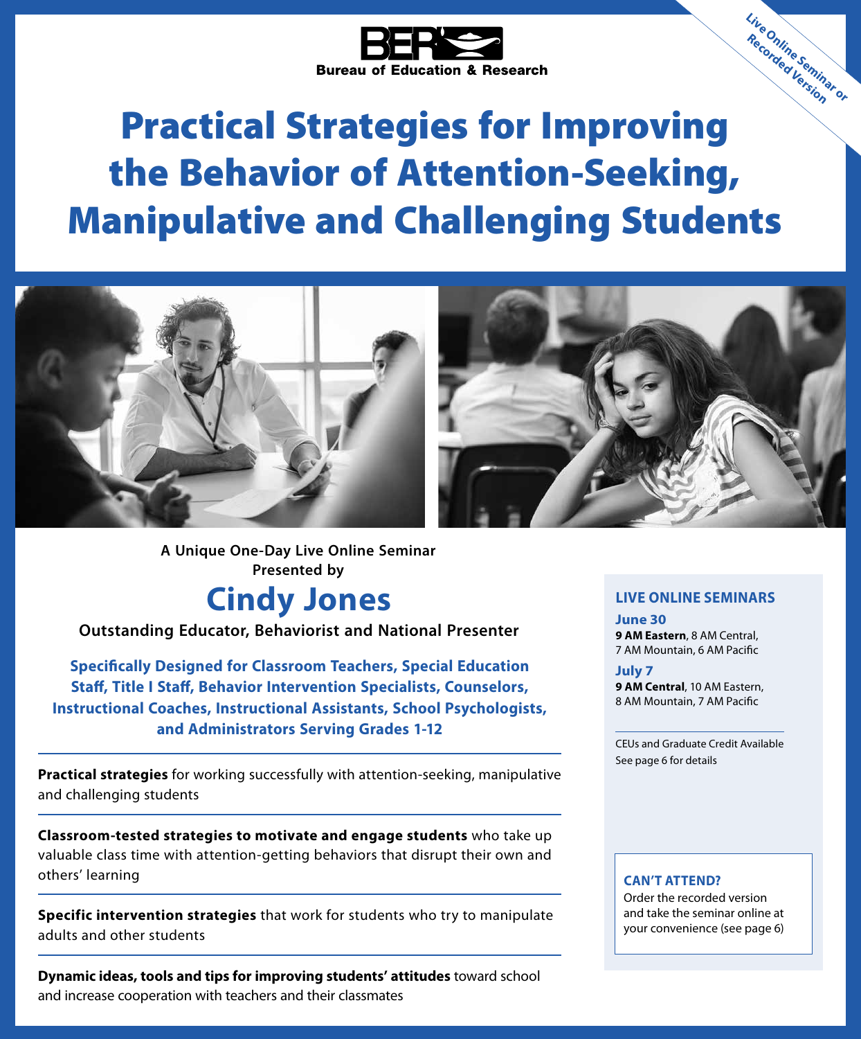BER
Bureau of Education & Research

Live Online Seminar or Recorded Version

# Practical Strategies for Improving the Behavior of Attention-Seeking, Manipulative and Challenging Students

**A Unique One-Day Live Online Seminar Presented by**

## Cindy Jones

**Outstanding Educator, Behaviorist and National Presenter**

**Specifically Designed for Classroom Teachers, Special Education Staff, Title I Staff, Behavior Intervention Specialists, Counselors, Instructional Coaches, Instructional Assistants, School Psychologists, and Administrators Serving Grades 1-12**

---

**Practical strategies** for working successfully with attention-seeking, manipulative and challenging students

---

**Classroom-tested strategies to motivate and engage students** who take up valuable class time with attention-getting behaviors that disrupt their own and others' learning

---

**Specific intervention strategies** that work for students who try to manipulate adults and other students

---

**Dynamic ideas, tools and tips for improving students' attitudes** toward school and increase cooperation with teachers and their classmates

### LIVE ONLINE SEMINARS

**June 30**
**9 AM Eastern**, 8 AM Central, 7 AM Mountain, 6 AM Pacific

**July 7**
**9 AM Central**, 10 AM Eastern, 8 AM Mountain, 7 AM Pacific

CEUs and Graduate Credit Available
See page 6 for details

**CAN'T ATTEND?**
Order the recorded version and take the seminar online at your convenience (see page 6)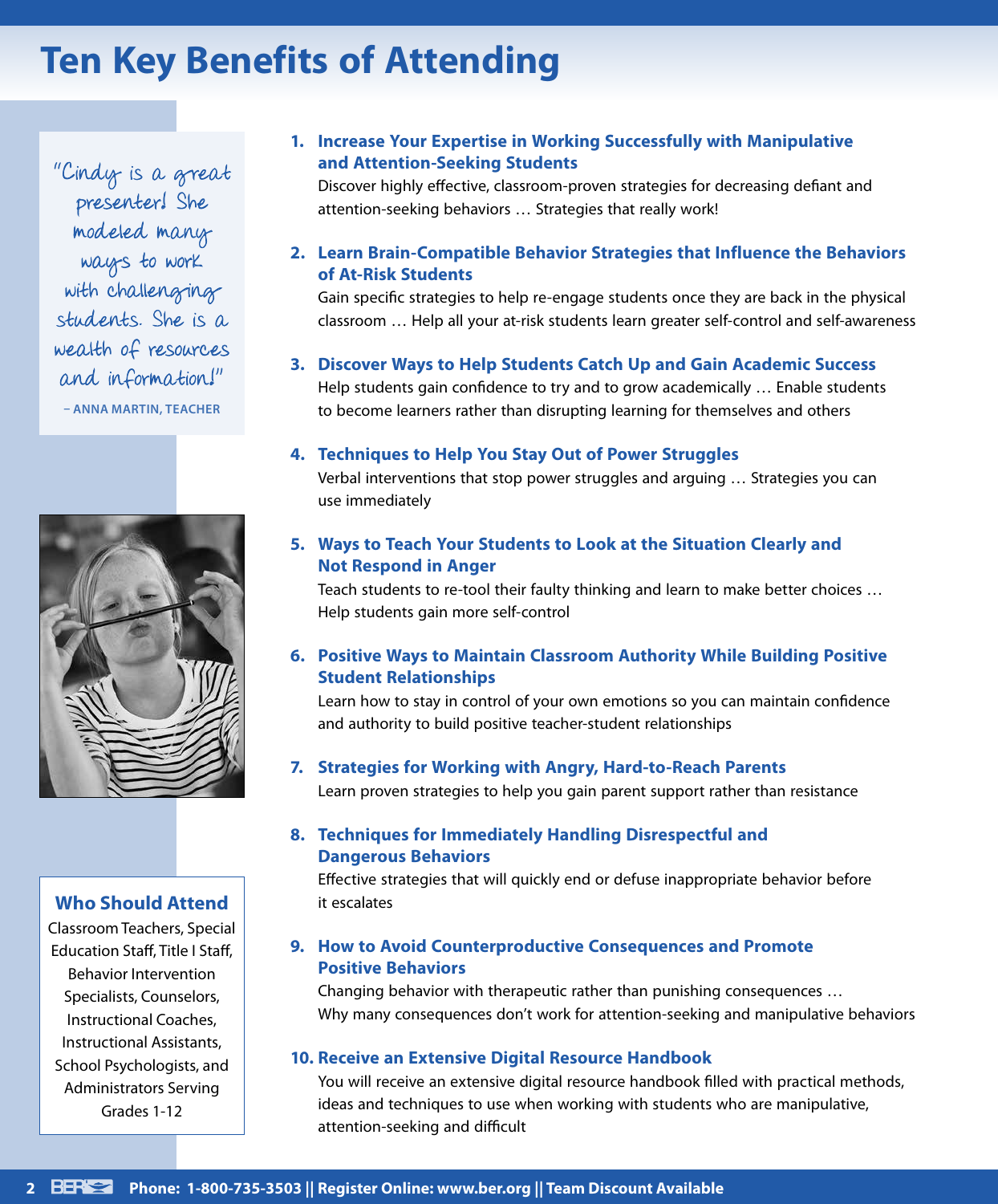# Ten Key Benefits of Attending

"Cindy is a great presenter! She modeled many ways to work with challenging students. She is a wealth of resources and information!"

– ANNA MARTIN, TEACHER

### Who Should Attend

Classroom Teachers, Special Education Staff, Title I Staff, Behavior Intervention Specialists, Counselors, Instructional Coaches, Instructional Assistants, School Psychologists, and Administrators Serving Grades 1-12

1. **Increase Your Expertise in Working Successfully with Manipulative and Attention-Seeking Students**
   Discover highly effective, classroom-proven strategies for decreasing defiant and attention-seeking behaviors … Strategies that really work!

2. **Learn Brain-Compatible Behavior Strategies that Influence the Behaviors of At-Risk Students**
   Gain specific strategies to help re-engage students once they are back in the physical classroom … Help all your at-risk students learn greater self-control and self-awareness

3. **Discover Ways to Help Students Catch Up and Gain Academic Success**
   Help students gain confidence to try and to grow academically … Enable students to become learners rather than disrupting learning for themselves and others

4. **Techniques to Help You Stay Out of Power Struggles**
   Verbal interventions that stop power struggles and arguing … Strategies you can use immediately

5. **Ways to Teach Your Students to Look at the Situation Clearly and Not Respond in Anger**
   Teach students to re-tool their faulty thinking and learn to make better choices … Help students gain more self-control

6. **Positive Ways to Maintain Classroom Authority While Building Positive Student Relationships**
   Learn how to stay in control of your own emotions so you can maintain confidence and authority to build positive teacher-student relationships

7. **Strategies for Working with Angry, Hard-to-Reach Parents**
   Learn proven strategies to help you gain parent support rather than resistance

8. **Techniques for Immediately Handling Disrespectful and Dangerous Behaviors**
   Effective strategies that will quickly end or defuse inappropriate behavior before it escalates

9. **How to Avoid Counterproductive Consequences and Promote Positive Behaviors**
   Changing behavior with therapeutic rather than punishing consequences … Why many consequences don't work for attention-seeking and manipulative behaviors

10. **Receive an Extensive Digital Resource Handbook**
    You will receive an extensive digital resource handbook filled with practical methods, ideas and techniques to use when working with students who are manipulative, attention-seeking and difficult

Phone: 1-800-735-3503 || Register Online: www.ber.org || Team Discount Available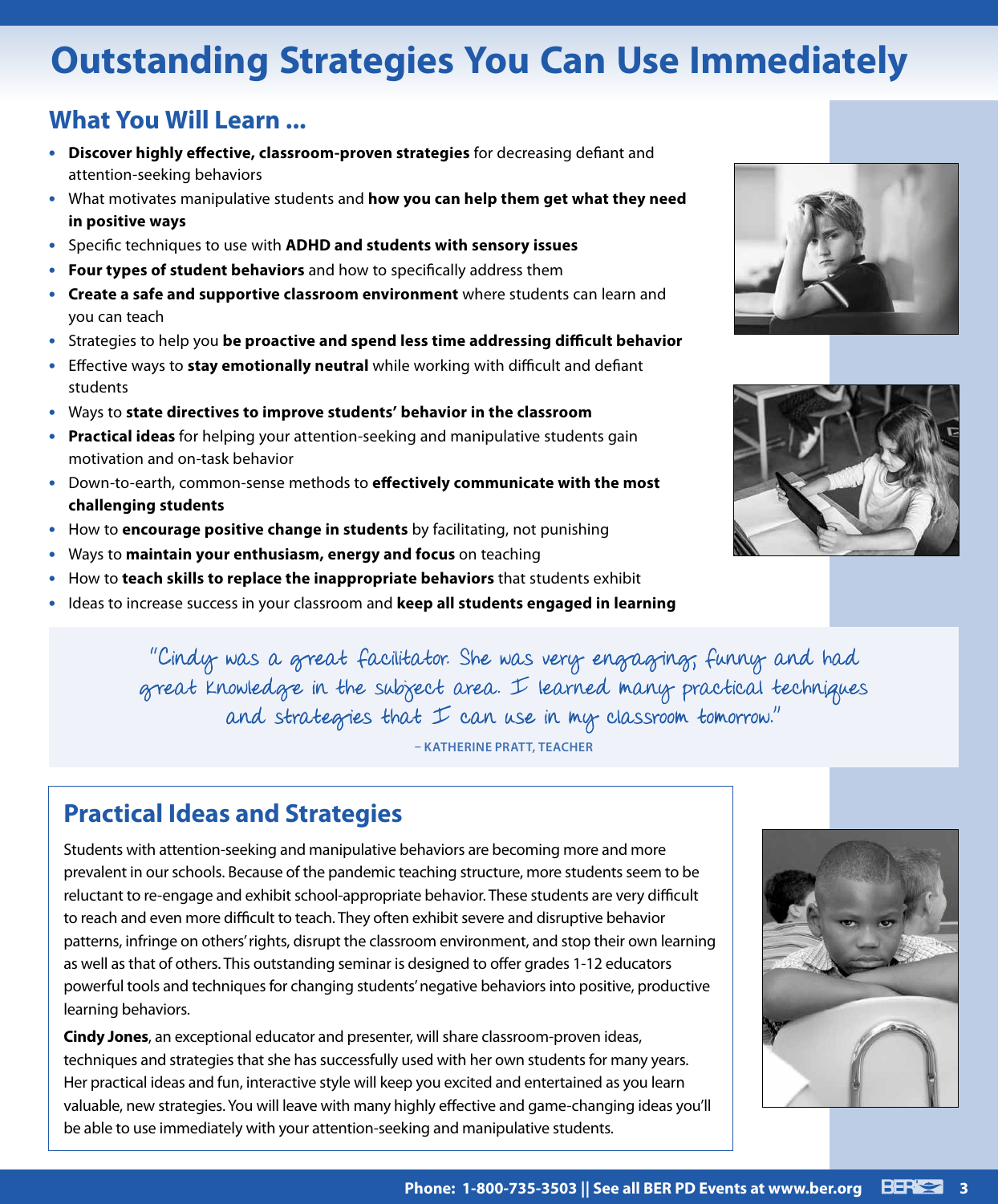# Outstanding Strategies You Can Use Immediately

## What You Will Learn ...

- **Discover highly effective, classroom-proven strategies** for decreasing defiant and attention-seeking behaviors
- What motivates manipulative students and **how you can help them get what they need in positive ways**
- Specific techniques to use with **ADHD and students with sensory issues**
- **Four types of student behaviors** and how to specifically address them
- **Create a safe and supportive classroom environment** where students can learn and you can teach
- Strategies to help you **be proactive and spend less time addressing difficult behavior**
- Effective ways to **stay emotionally neutral** while working with difficult and defiant students
- Ways to **state directives to improve students' behavior in the classroom**
- **Practical ideas** for helping your attention-seeking and manipulative students gain motivation and on-task behavior
- Down-to-earth, common-sense methods to **effectively communicate with the most challenging students**
- How to **encourage positive change in students** by facilitating, not punishing
- Ways to **maintain your enthusiasm, energy and focus** on teaching
- How to **teach skills to replace the inappropriate behaviors** that students exhibit
- Ideas to increase success in your classroom and **keep all students engaged in learning**

*"Cindy was a great facilitator. She was very engaging, funny and had great knowledge in the subject area. I learned many practical techniques and strategies that I can use in my classroom tomorrow."*

**– KATHERINE PRATT, TEACHER**

## Practical Ideas and Strategies

Students with attention-seeking and manipulative behaviors are becoming more and more prevalent in our schools. Because of the pandemic teaching structure, more students seem to be reluctant to re-engage and exhibit school-appropriate behavior. These students are very difficult to reach and even more difficult to teach. They often exhibit severe and disruptive behavior patterns, infringe on others' rights, disrupt the classroom environment, and stop their own learning as well as that of others. This outstanding seminar is designed to offer grades 1-12 educators powerful tools and techniques for changing students' negative behaviors into positive, productive learning behaviors.

**Cindy Jones**, an exceptional educator and presenter, will share classroom-proven ideas, techniques and strategies that she has successfully used with her own students for many years. Her practical ideas and fun, interactive style will keep you excited and entertained as you learn valuable, new strategies. You will leave with many highly effective and game-changing ideas you'll be able to use immediately with your attention-seeking and manipulative students.

Phone: 1-800-735-3503 || See all BER PD Events at www.ber.org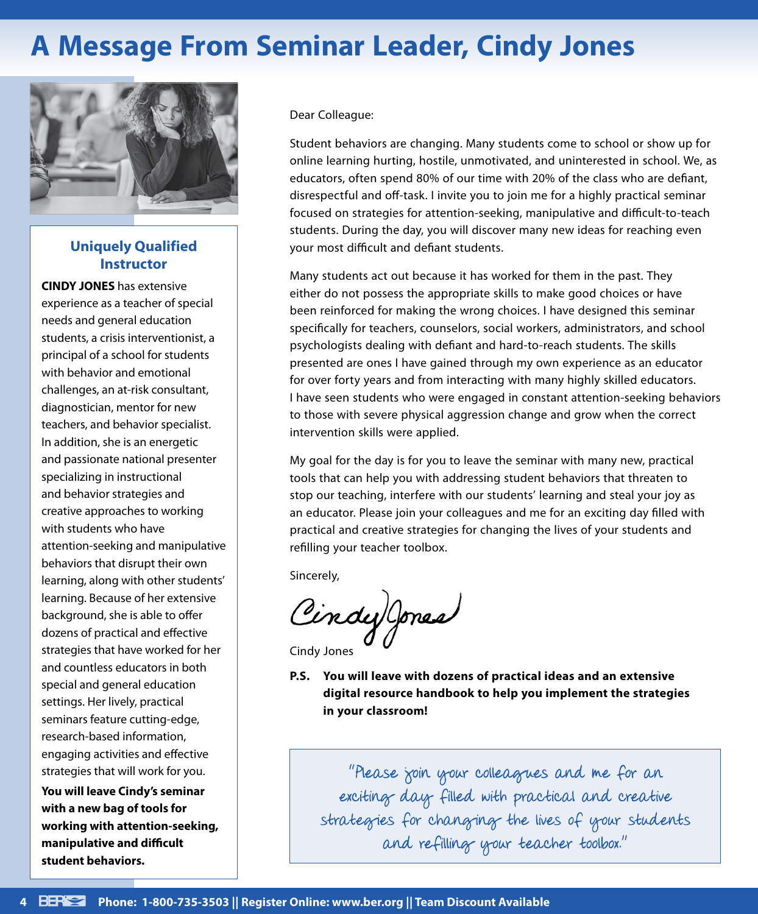# A Message From Seminar Leader, Cindy Jones

## Uniquely Qualified Instructor

**CINDY JONES** has extensive experience as a teacher of special needs and general education students, a crisis interventionist, a principal of a school for students with behavior and emotional challenges, an at-risk consultant, diagnostician, mentor for new teachers, and behavior specialist. In addition, she is an energetic and passionate national presenter specializing in instructional and behavior strategies and creative approaches to working with students who have attention-seeking and manipulative behaviors that disrupt their own learning, along with other students' learning. Because of her extensive background, she is able to offer dozens of practical and effective strategies that have worked for her and countless educators in both special and general education settings. Her lively, practical seminars feature cutting-edge, research-based information, engaging activities and effective strategies that will work for you.

**You will leave Cindy's seminar with a new bag of tools for working with attention-seeking, manipulative and difficult student behaviors.**

Dear Colleague:

Student behaviors are changing. Many students come to school or show up for online learning hurting, hostile, unmotivated, and uninterested in school. We, as educators, often spend 80% of our time with 20% of the class who are defiant, disrespectful and off-task. I invite you to join me for a highly practical seminar focused on strategies for attention-seeking, manipulative and difficult-to-teach students. During the day, you will discover many new ideas for reaching even your most difficult and defiant students.

Many students act out because it has worked for them in the past. They either do not possess the appropriate skills to make good choices or have been reinforced for making the wrong choices. I have designed this seminar specifically for teachers, counselors, social workers, administrators, and school psychologists dealing with defiant and hard-to-reach students. The skills presented are ones I have gained through my own experience as an educator for over forty years and from interacting with many highly skilled educators. I have seen students who were engaged in constant attention-seeking behaviors to those with severe physical aggression change and grow when the correct intervention skills were applied.

My goal for the day is for you to leave the seminar with many new, practical tools that can help you with addressing student behaviors that threaten to stop our teaching, interfere with our students' learning and steal your joy as an educator. Please join your colleagues and me for an exciting day filled with practical and creative strategies for changing the lives of your students and refilling your teacher toolbox.

Sincerely,

*Cindy Jones*

Cindy Jones

**P.S. You will leave with dozens of practical ideas and an extensive digital resource handbook to help you implement the strategies in your classroom!**

> "Please join your colleagues and me for an exciting day filled with practical and creative strategies for changing the lives of your students and refilling your teacher toolbox."

**Phone: 1-800-735-3503 || Register Online: www.ber.org || Team Discount Available**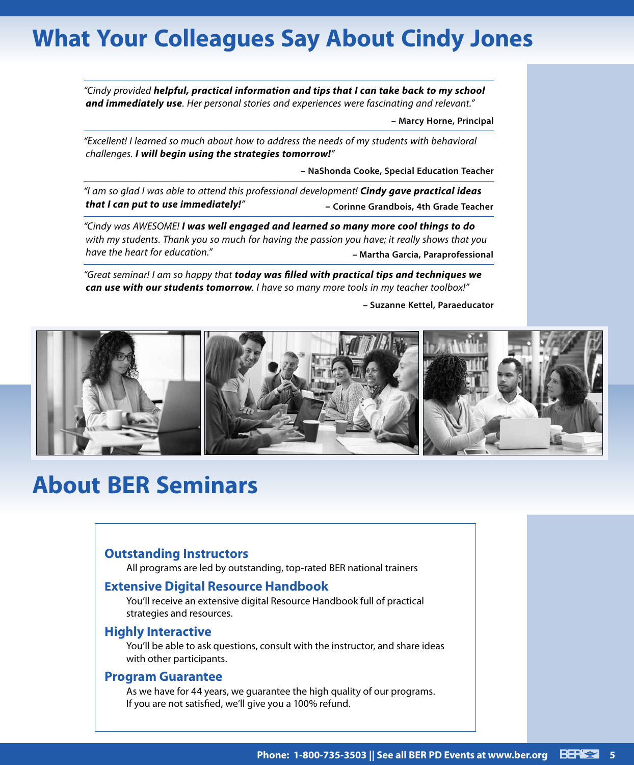# What Your Colleagues Say About Cindy Jones

*"Cindy provided **helpful, practical information and tips that I can take back to my school and immediately use**. Her personal stories and experiences were fascinating and relevant."*

**– Marcy Horne, Principal**

*"Excellent! I learned so much about how to address the needs of my students with behavioral challenges. **I will begin using the strategies tomorrow!**"*

**– NaShonda Cooke, Special Education Teacher**

*"I am so glad I was able to attend this professional development! **Cindy gave practical ideas that I can put to use immediately!**"*

**– Corinne Grandbois, 4th Grade Teacher**

*"Cindy was AWESOME! **I was well engaged and learned so many more cool things to do** with my students. Thank you so much for having the passion you have; it really shows that you have the heart for education."*

**– Martha Garcia, Paraprofessional**

*"Great seminar! I am so happy that **today was filled with practical tips and techniques we can use with our students tomorrow**. I have so many more tools in my teacher toolbox!"*

**– Suzanne Kettel, Paraeducator**

# About BER Seminars

### Outstanding Instructors

All programs are led by outstanding, top-rated BER national trainers

### Extensive Digital Resource Handbook

You'll receive an extensive digital Resource Handbook full of practical strategies and resources.

### Highly Interactive

You'll be able to ask questions, consult with the instructor, and share ideas with other participants.

### Program Guarantee

As we have for 44 years, we guarantee the high quality of our programs. If you are not satisfied, we'll give you a 100% refund.

**Phone: 1-800-735-3503 || See all BER PD Events at www.ber.org**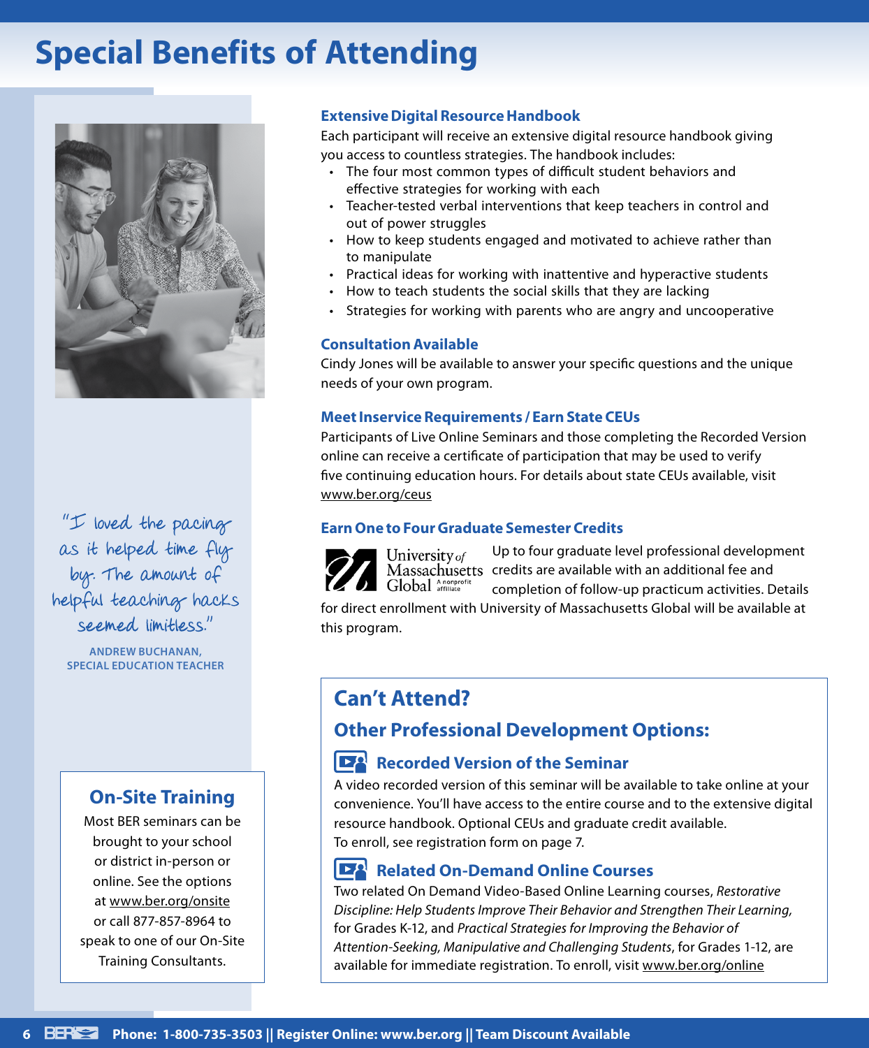# Special Benefits of Attending

### Extensive Digital Resource Handbook

Each participant will receive an extensive digital resource handbook giving you access to countless strategies. The handbook includes:

- The four most common types of difficult student behaviors and effective strategies for working with each
- Teacher-tested verbal interventions that keep teachers in control and out of power struggles
- How to keep students engaged and motivated to achieve rather than to manipulate
- Practical ideas for working with inattentive and hyperactive students
- How to teach students the social skills that they are lacking
- Strategies for working with parents who are angry and uncooperative

### Consultation Available

Cindy Jones will be available to answer your specific questions and the unique needs of your own program.

### Meet Inservice Requirements / Earn State CEUs

Participants of Live Online Seminars and those completing the Recorded Version online can receive a certificate of participation that may be used to verify five continuing education hours. For details about state CEUs available, visit www.ber.org/ceus

### Earn One to Four Graduate Semester Credits

University of Massachusetts Global A nonprofit affiliate

Up to four graduate level professional development credits are available with an additional fee and completion of follow-up practicum activities. Details for direct enrollment with University of Massachusetts Global will be available at this program.

"I loved the pacing as it helped time fly by. The amount of helpful teaching hacks seemed limitless."

**ANDREW BUCHANAN, SPECIAL EDUCATION TEACHER**

## On-Site Training

Most BER seminars can be brought to your school or district in-person or online. See the options at www.ber.org/onsite or call 877-857-8964 to speak to one of our On-Site Training Consultants.

## Can't Attend?

## Other Professional Development Options:

### Recorded Version of the Seminar

A video recorded version of this seminar will be available to take online at your convenience. You'll have access to the entire course and to the extensive digital resource handbook. Optional CEUs and graduate credit available.
To enroll, see registration form on page 7.

### Related On-Demand Online Courses

Two related On Demand Video-Based Online Learning courses, *Restorative Discipline: Help Students Improve Their Behavior and Strengthen Their Learning,* for Grades K-12, and *Practical Strategies for Improving the Behavior of Attention-Seeking, Manipulative and Challenging Students*, for Grades 1-12, are available for immediate registration. To enroll, visit www.ber.org/online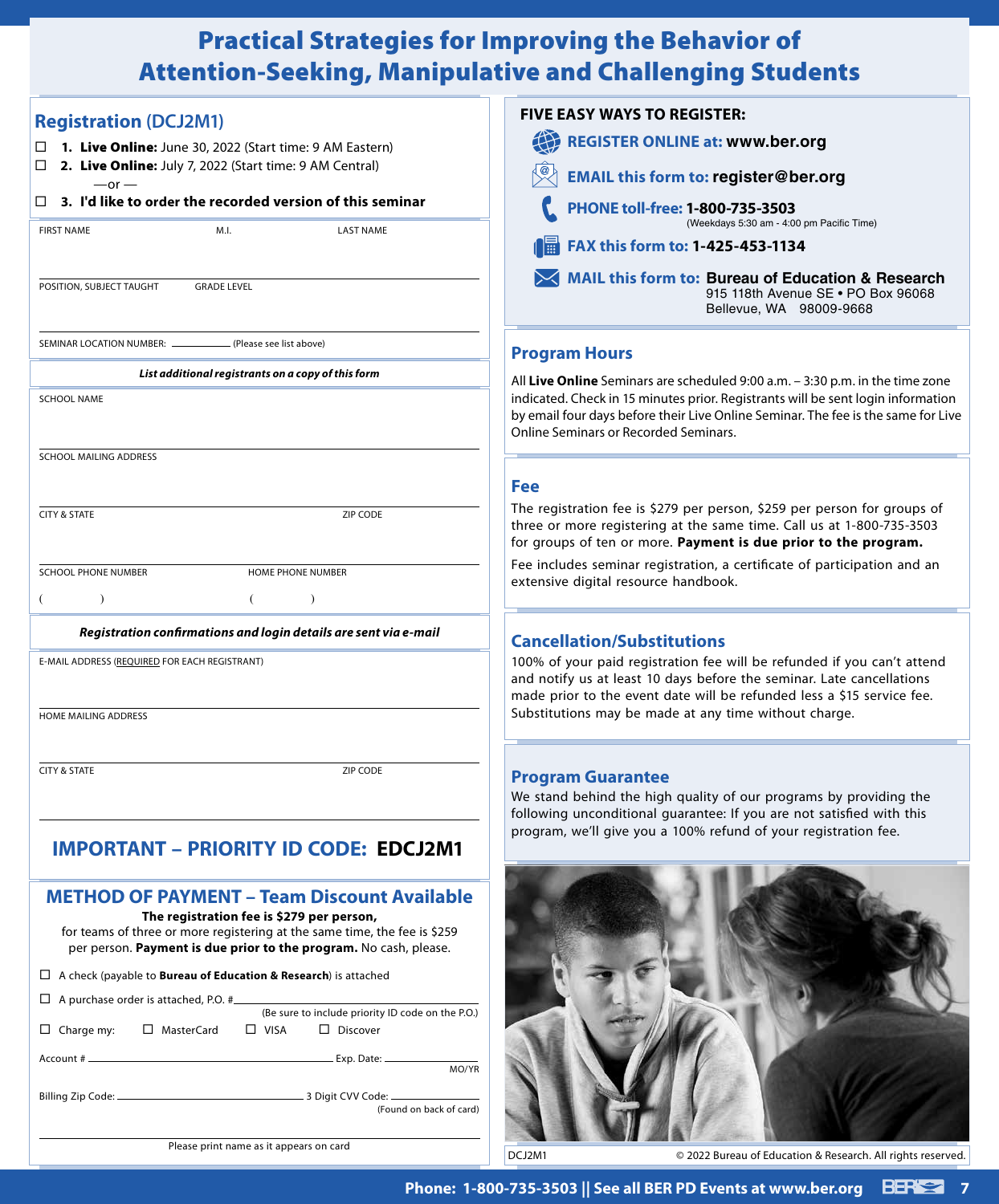# Practical Strategies for Improving the Behavior of Attention-Seeking, Manipulative and Challenging Students

## Registration (DCJ2M1)

- ☐ **1. Live Online:** June 30, 2022 (Start time: 9 AM Eastern)
- ☐ **2. Live Online:** July 7, 2022 (Start time: 9 AM Central)

—or —

- ☐ **3. I'd like to order the recorded version of this seminar**

FIRST NAME M.I. LAST NAME

POSITION, SUBJECT TAUGHT GRADE LEVEL

SEMINAR LOCATION NUMBER: __________ (Please see list above)

***List additional registrants on a copy of this form***

SCHOOL NAME

SCHOOL MAILING ADDRESS

CITY & STATE ZIP CODE

SCHOOL PHONE NUMBER HOME PHONE NUMBER

( ) ( )

***Registration confirmations and login details are sent via e-mail***

E-MAIL ADDRESS (REQUIRED FOR EACH REGISTRANT)

HOME MAILING ADDRESS

CITY & STATE ZIP CODE

## IMPORTANT – PRIORITY ID CODE: EDCJ2M1

## METHOD OF PAYMENT – Team Discount Available

**The registration fee is $279 per person,** for teams of three or more registering at the same time, the fee is $259 per person. **Payment is due prior to the program.** No cash, please.

- ☐ A check (payable to **Bureau of Education & Research**) is attached
- ☐ A purchase order is attached, P.O. # __________ (Be sure to include priority ID code on the P.O.)
- ☐ Charge my: ☐ MasterCard ☐ VISA ☐ Discover

Account # __________ Exp. Date: __________ MO/YR

Billing Zip Code: __________ 3 Digit CVV Code: __________ (Found on back of card)

Please print name as it appears on card

## FIVE EASY WAYS TO REGISTER:

- **REGISTER ONLINE at:** www.ber.org
- **EMAIL this form to:** register@ber.org
- **PHONE toll-free:** 1-800-735-3503 (Weekdays 5:30 am - 4:00 pm Pacific Time)
- **FAX this form to:** 1-425-453-1134
- **MAIL this form to:** Bureau of Education & Research
  915 118th Avenue SE • PO Box 96068
  Bellevue, WA 98009-9668

## Program Hours

All **Live Online** Seminars are scheduled 9:00 a.m. – 3:30 p.m. in the time zone indicated. Check in 15 minutes prior. Registrants will be sent login information by email four days before their Live Online Seminar. The fee is the same for Live Online Seminars or Recorded Seminars.

## Fee

The registration fee is $279 per person, $259 per person for groups of three or more registering at the same time. Call us at 1-800-735-3503 for groups of ten or more. **Payment is due prior to the program.**

Fee includes seminar registration, a certificate of participation and an extensive digital resource handbook.

## Cancellation/Substitutions

100% of your paid registration fee will be refunded if you can't attend and notify us at least 10 days before the seminar. Late cancellations made prior to the event date will be refunded less a $15 service fee. Substitutions may be made at any time without charge.

## Program Guarantee

We stand behind the high quality of our programs by providing the following unconditional guarantee: If you are not satisfied with this program, we'll give you a 100% refund of your registration fee.

DCJ2M1 © 2022 Bureau of Education & Research. All rights reserved.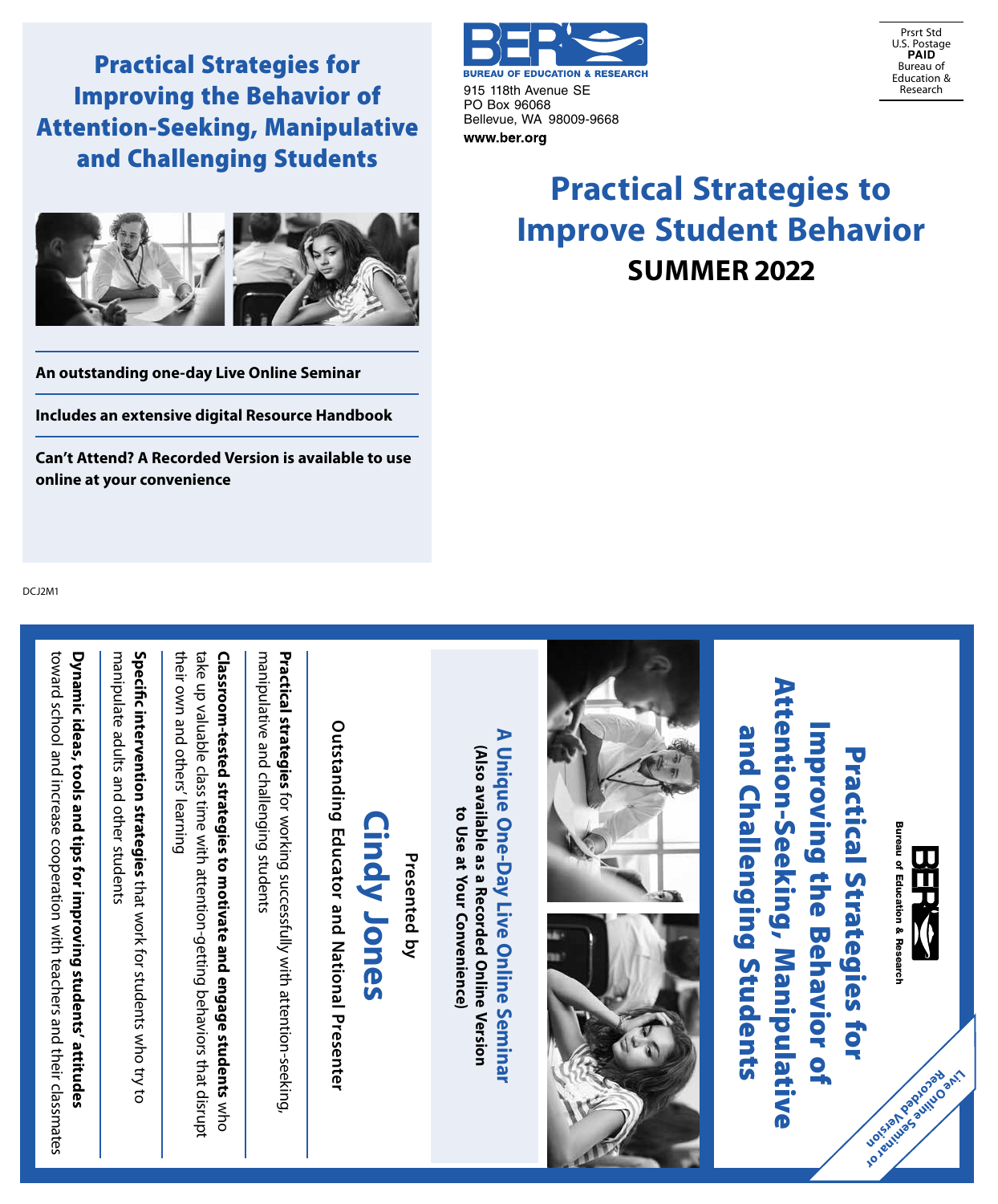# Practical Strategies for Improving the Behavior of Attention-Seeking, Manipulative and Challenging Students

**An outstanding one-day Live Online Seminar**

**Includes an extensive digital Resource Handbook**

**Can't Attend? A Recorded Version is available to use online at your convenience**

BER BUREAU OF EDUCATION & RESEARCH
915 118th Avenue SE
PO Box 96068
Bellevue, WA 98009-9668
**www.ber.org**

Prsrt Std
U.S. Postage
**PAID**
Bureau of Education & Research

## Practical Strategies to Improve Student Behavior

**SUMMER 2022**

DCJ2M1

Bureau of Education & Research

Live Online Seminar or Recorded Version

# Practical Strategies for Improving the Behavior of Attention-Seeking, Manipulative and Challenging Students

**A Unique One-Day Live Online Seminar**

**(Also available as a Recorded Online Version to Use at Your Convenience)**

Presented by

## Cindy Jones

**Outstanding Educator and National Presenter**

**Practical strategies** for working successfully with attention-seeking, manipulative and challenging students

**Classroom-tested strategies to motivate and engage students** who take up valuable class time with attention-getting behaviors that disrupt their own and others' learning

**Specific intervention strategies** that work for students who try to manipulate adults and other students

**Dynamic ideas, tools and tips for improving students' attitudes** toward school and increase cooperation with teachers and their classmates